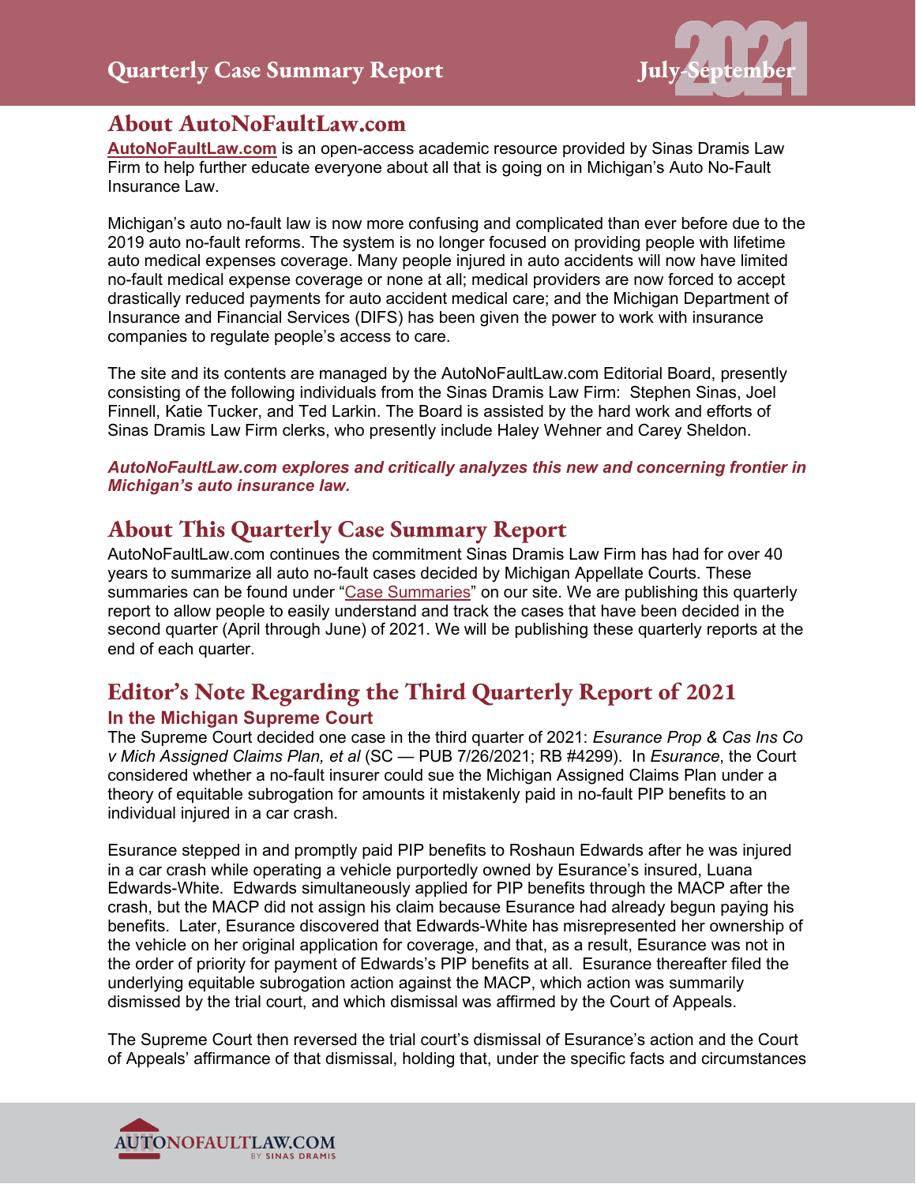# Quarterly Case Summary Report

July-September 2021

## About AutoNoFaultLaw.com

**AutoNoFaultLaw.com** is an open-access academic resource provided by Sinas Dramis Law Firm to help further educate everyone about all that is going on in Michigan's Auto No-Fault Insurance Law.

Michigan's auto no-fault law is now more confusing and complicated than ever before due to the 2019 auto no-fault reforms. The system is no longer focused on providing people with lifetime auto medical expenses coverage. Many people injured in auto accidents will now have limited no-fault medical expense coverage or none at all; medical providers are now forced to accept drastically reduced payments for auto accident medical care; and the Michigan Department of Insurance and Financial Services (DIFS) has been given the power to work with insurance companies to regulate people's access to care.

The site and its contents are managed by the AutoNoFaultLaw.com Editorial Board, presently consisting of the following individuals from the Sinas Dramis Law Firm: Stephen Sinas, Joel Finnell, Katie Tucker, and Ted Larkin. The Board is assisted by the hard work and efforts of Sinas Dramis Law Firm clerks, who presently include Haley Wehner and Carey Sheldon.

***AutoNoFaultLaw.com explores and critically analyzes this new and concerning frontier in Michigan's auto insurance law.***

## About This Quarterly Case Summary Report

AutoNoFaultLaw.com continues the commitment Sinas Dramis Law Firm has had for over 40 years to summarize all auto no-fault cases decided by Michigan Appellate Courts. These summaries can be found under "Case Summaries" on our site. We are publishing this quarterly report to allow people to easily understand and track the cases that have been decided in the second quarter (April through June) of 2021. We will be publishing these quarterly reports at the end of each quarter.

## Editor's Note Regarding the Third Quarterly Report of 2021

### In the Michigan Supreme Court

The Supreme Court decided one case in the third quarter of 2021: *Esurance Prop & Cas Ins Co v Mich Assigned Claims Plan, et al* (SC — PUB 7/26/2021; RB #4299). In *Esurance*, the Court considered whether a no-fault insurer could sue the Michigan Assigned Claims Plan under a theory of equitable subrogation for amounts it mistakenly paid in no-fault PIP benefits to an individual injured in a car crash.

Esurance stepped in and promptly paid PIP benefits to Roshaun Edwards after he was injured in a car crash while operating a vehicle purportedly owned by Esurance's insured, Luana Edwards-White. Edwards simultaneously applied for PIP benefits through the MACP after the crash, but the MACP did not assign his claim because Esurance had already begun paying his benefits. Later, Esurance discovered that Edwards-White has misrepresented her ownership of the vehicle on her original application for coverage, and that, as a result, Esurance was not in the order of priority for payment of Edwards's PIP benefits at all. Esurance thereafter filed the underlying equitable subrogation action against the MACP, which action was summarily dismissed by the trial court, and which dismissal was affirmed by the Court of Appeals.

The Supreme Court then reversed the trial court's dismissal of Esurance's action and the Court of Appeals' affirmance of that dismissal, holding that, under the specific facts and circumstances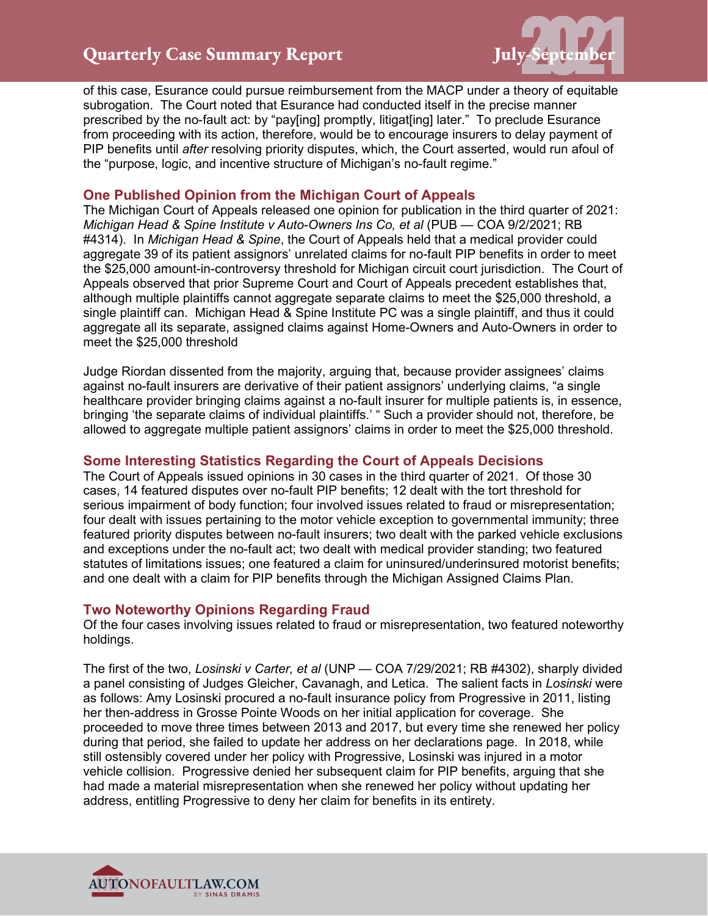of this case, Esurance could pursue reimbursement from the MACP under a theory of equitable subrogation. The Court noted that Esurance had conducted itself in the precise manner prescribed by the no-fault act: by "pay[ing] promptly, litigat[ing] later." To preclude Esurance from proceeding with its action, therefore, would be to encourage insurers to delay payment of PIP benefits until *after* resolving priority disputes, which, the Court asserted, would run afoul of the "purpose, logic, and incentive structure of Michigan's no-fault regime."

## One Published Opinion from the Michigan Court of Appeals

The Michigan Court of Appeals released one opinion for publication in the third quarter of 2021: *Michigan Head & Spine Institute v Auto-Owners Ins Co, et al* (PUB — COA 9/2/2021; RB #4314). In *Michigan Head & Spine*, the Court of Appeals held that a medical provider could aggregate 39 of its patient assignors' unrelated claims for no-fault PIP benefits in order to meet the $25,000 amount-in-controversy threshold for Michigan circuit court jurisdiction. The Court of Appeals observed that prior Supreme Court and Court of Appeals precedent establishes that, although multiple plaintiffs cannot aggregate separate claims to meet the $25,000 threshold, a single plaintiff can. Michigan Head & Spine Institute PC was a single plaintiff, and thus it could aggregate all its separate, assigned claims against Home-Owners and Auto-Owners in order to meet the $25,000 threshold

Judge Riordan dissented from the majority, arguing that, because provider assignees' claims against no-fault insurers are derivative of their patient assignors' underlying claims, "a single healthcare provider bringing claims against a no-fault insurer for multiple patients is, in essence, bringing 'the separate claims of individual plaintiffs.' " Such a provider should not, therefore, be allowed to aggregate multiple patient assignors' claims in order to meet the $25,000 threshold.

## Some Interesting Statistics Regarding the Court of Appeals Decisions

The Court of Appeals issued opinions in 30 cases in the third quarter of 2021. Of those 30 cases, 14 featured disputes over no-fault PIP benefits; 12 dealt with the tort threshold for serious impairment of body function; four involved issues related to fraud or misrepresentation; four dealt with issues pertaining to the motor vehicle exception to governmental immunity; three featured priority disputes between no-fault insurers; two dealt with the parked vehicle exclusions and exceptions under the no-fault act; two dealt with medical provider standing; two featured statutes of limitations issues; one featured a claim for uninsured/underinsured motorist benefits; and one dealt with a claim for PIP benefits through the Michigan Assigned Claims Plan.

## Two Noteworthy Opinions Regarding Fraud

Of the four cases involving issues related to fraud or misrepresentation, two featured noteworthy holdings.

The first of the two, *Losinski v Carter, et al* (UNP — COA 7/29/2021; RB #4302), sharply divided a panel consisting of Judges Gleicher, Cavanagh, and Letica. The salient facts in *Losinski* were as follows: Amy Losinski procured a no-fault insurance policy from Progressive in 2011, listing her then-address in Grosse Pointe Woods on her initial application for coverage. She proceeded to move three times between 2013 and 2017, but every time she renewed her policy during that period, she failed to update her address on her declarations page. In 2018, while still ostensibly covered under her policy with Progressive, Losinski was injured in a motor vehicle collision. Progressive denied her subsequent claim for PIP benefits, arguing that she had made a material misrepresentation when she renewed her policy without updating her address, entitling Progressive to deny her claim for benefits in its entirety.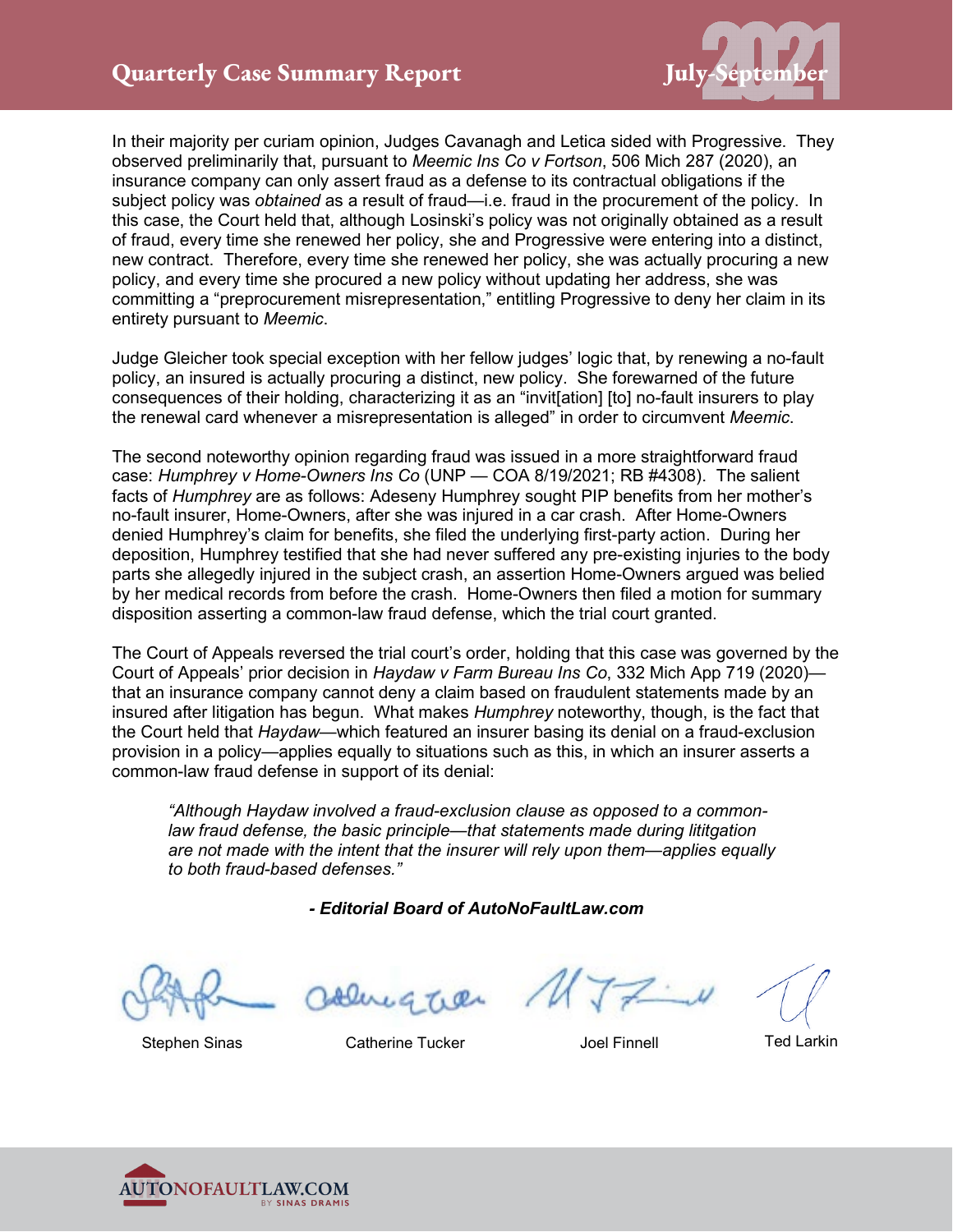In their majority per curiam opinion, Judges Cavanagh and Letica sided with Progressive. They observed preliminarily that, pursuant to *Meemic Ins Co v Fortson*, 506 Mich 287 (2020), an insurance company can only assert fraud as a defense to its contractual obligations if the subject policy was *obtained* as a result of fraud—i.e. fraud in the procurement of the policy. In this case, the Court held that, although Losinski's policy was not originally obtained as a result of fraud, every time she renewed her policy, she and Progressive were entering into a distinct, new contract. Therefore, every time she renewed her policy, she was actually procuring a new policy, and every time she procured a new policy without updating her address, she was committing a "preprocurement misrepresentation," entitling Progressive to deny her claim in its entirety pursuant to *Meemic*.

Judge Gleicher took special exception with her fellow judges' logic that, by renewing a no-fault policy, an insured is actually procuring a distinct, new policy. She forewarned of the future consequences of their holding, characterizing it as an "invit[ation] [to] no-fault insurers to play the renewal card whenever a misrepresentation is alleged" in order to circumvent *Meemic*.

The second noteworthy opinion regarding fraud was issued in a more straightforward fraud case: *Humphrey v Home-Owners Ins Co* (UNP — COA 8/19/2021; RB #4308). The salient facts of *Humphrey* are as follows: Adeseny Humphrey sought PIP benefits from her mother's no-fault insurer, Home-Owners, after she was injured in a car crash. After Home-Owners denied Humphrey's claim for benefits, she filed the underlying first-party action. During her deposition, Humphrey testified that she had never suffered any pre-existing injuries to the body parts she allegedly injured in the subject crash, an assertion Home-Owners argued was belied by her medical records from before the crash. Home-Owners then filed a motion for summary disposition asserting a common-law fraud defense, which the trial court granted.

The Court of Appeals reversed the trial court's order, holding that this case was governed by the Court of Appeals' prior decision in *Haydaw v Farm Bureau Ins Co*, 332 Mich App 719 (2020)—that an insurance company cannot deny a claim based on fraudulent statements made by an insured after litigation has begun. What makes *Humphrey* noteworthy, though, is the fact that the Court held that *Haydaw*—which featured an insurer basing its denial on a fraud-exclusion provision in a policy—applies equally to situations such as this, in which an insurer asserts a common-law fraud defense in support of its denial:

> *"Although Haydaw involved a fraud-exclusion clause as opposed to a common-law fraud defense, the basic principle—that statements made during lititgation are not made with the intent that the insurer will rely upon them—applies equally to both fraud-based defenses."*

***- Editorial Board of AutoNoFaultLaw.com***

Stephen Sinas | Catherine Tucker | Joel Finnell | Ted Larkin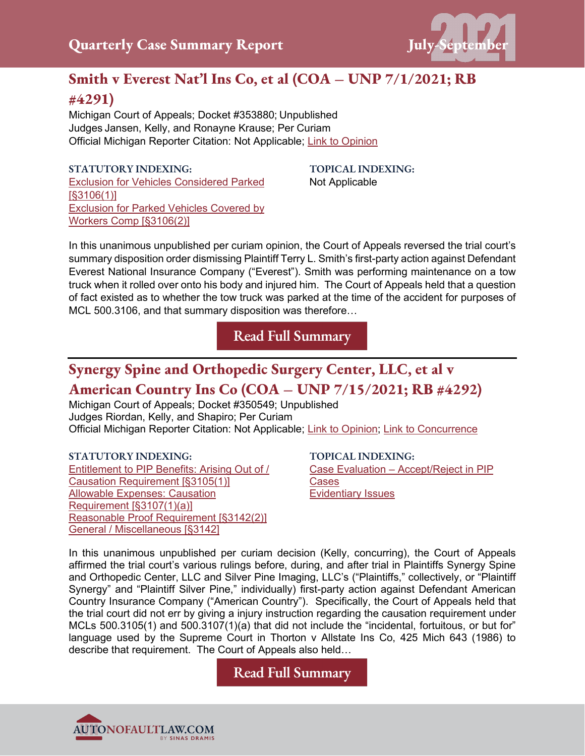## Smith v Everest Nat'l Ins Co, et al (COA – UNP 7/1/2021; RB #4291)

Michigan Court of Appeals; Docket #353880; Unpublished
Judges Jansen, Kelly, and Ronayne Krause; Per Curiam
Official Michigan Reporter Citation: Not Applicable; Link to Opinion

**STATUTORY INDEXING:**
Exclusion for Vehicles Considered Parked [§3106(1)]
Exclusion for Parked Vehicles Covered by Workers Comp [§3106(2)]

**TOPICAL INDEXING:**
Not Applicable

In this unanimous unpublished per curiam opinion, the Court of Appeals reversed the trial court's summary disposition order dismissing Plaintiff Terry L. Smith's first-party action against Defendant Everest National Insurance Company ("Everest"). Smith was performing maintenance on a tow truck when it rolled over onto his body and injured him. The Court of Appeals held that a question of fact existed as to whether the tow truck was parked at the time of the accident for purposes of MCL 500.3106, and that summary disposition was therefore…

Read Full Summary

---

## Synergy Spine and Orthopedic Surgery Center, LLC, et al v American Country Ins Co (COA – UNP 7/15/2021; RB #4292)

Michigan Court of Appeals; Docket #350549; Unpublished
Judges Riordan, Kelly, and Shapiro; Per Curiam
Official Michigan Reporter Citation: Not Applicable; Link to Opinion; Link to Concurrence

**STATUTORY INDEXING:**
Entitlement to PIP Benefits: Arising Out of / Causation Requirement [§3105(1)]
Allowable Expenses: Causation Requirement [§3107(1)(a)]
Reasonable Proof Requirement [§3142(2)]
General / Miscellaneous [§3142]

**TOPICAL INDEXING:**
Case Evaluation – Accept/Reject in PIP Cases
Evidentiary Issues

In this unanimous unpublished per curiam decision (Kelly, concurring), the Court of Appeals affirmed the trial court's various rulings before, during, and after trial in Plaintiffs Synergy Spine and Orthopedic Center, LLC and Silver Pine Imaging, LLC's ("Plaintiffs," collectively, or "Plaintiff Synergy" and "Plaintiff Silver Pine," individually) first-party action against Defendant American Country Insurance Company ("American Country"). Specifically, the Court of Appeals held that the trial court did not err by giving a injury instruction regarding the causation requirement under MCLs 500.3105(1) and 500.3107(1)(a) that did not include the "incidental, fortuitous, or but for" language used by the Supreme Court in Thorton v Allstate Ins Co, 425 Mich 643 (1986) to describe that requirement. The Court of Appeals also held…

Read Full Summary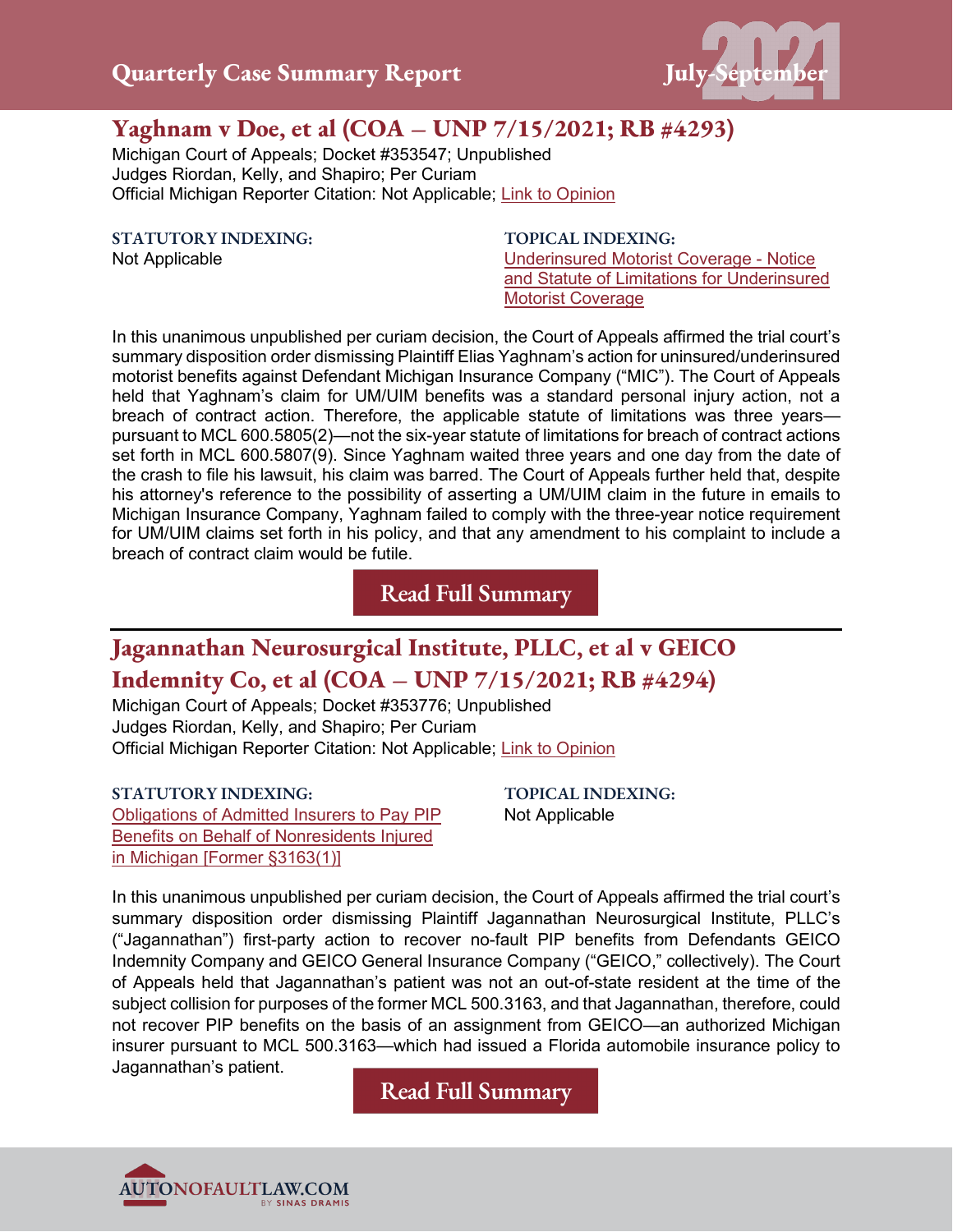## Yaghnam v Doe, et al (COA – UNP 7/15/2021; RB #4293)

Michigan Court of Appeals; Docket #353547; Unpublished
Judges Riordan, Kelly, and Shapiro; Per Curiam
Official Michigan Reporter Citation: Not Applicable; Link to Opinion

**STATUTORY INDEXING:**
Not Applicable

**TOPICAL INDEXING:**
Underinsured Motorist Coverage - Notice and Statute of Limitations for Underinsured Motorist Coverage

In this unanimous unpublished per curiam decision, the Court of Appeals affirmed the trial court's summary disposition order dismissing Plaintiff Elias Yaghnam's action for uninsured/underinsured motorist benefits against Defendant Michigan Insurance Company ("MIC"). The Court of Appeals held that Yaghnam's claim for UM/UIM benefits was a standard personal injury action, not a breach of contract action. Therefore, the applicable statute of limitations was three years—pursuant to MCL 600.5805(2)—not the six-year statute of limitations for breach of contract actions set forth in MCL 600.5807(9). Since Yaghnam waited three years and one day from the date of the crash to file his lawsuit, his claim was barred. The Court of Appeals further held that, despite his attorney's reference to the possibility of asserting a UM/UIM claim in the future in emails to Michigan Insurance Company, Yaghnam failed to comply with the three-year notice requirement for UM/UIM claims set forth in his policy, and that any amendment to his complaint to include a breach of contract claim would be futile.

Read Full Summary

---

## Jagannathan Neurosurgical Institute, PLLC, et al v GEICO Indemnity Co, et al (COA – UNP 7/15/2021; RB #4294)

Michigan Court of Appeals; Docket #353776; Unpublished
Judges Riordan, Kelly, and Shapiro; Per Curiam
Official Michigan Reporter Citation: Not Applicable; Link to Opinion

**STATUTORY INDEXING:**
Obligations of Admitted Insurers to Pay PIP Benefits on Behalf of Nonresidents Injured in Michigan [Former §3163(1)]

**TOPICAL INDEXING:**
Not Applicable

In this unanimous unpublished per curiam decision, the Court of Appeals affirmed the trial court's summary disposition order dismissing Plaintiff Jagannathan Neurosurgical Institute, PLLC's ("Jagannathan") first-party action to recover no-fault PIP benefits from Defendants GEICO Indemnity Company and GEICO General Insurance Company ("GEICO," collectively). The Court of Appeals held that Jagannathan's patient was not an out-of-state resident at the time of the subject collision for purposes of the former MCL 500.3163, and that Jagannathan, therefore, could not recover PIP benefits on the basis of an assignment from GEICO—an authorized Michigan insurer pursuant to MCL 500.3163—which had issued a Florida automobile insurance policy to Jagannathan's patient.

Read Full Summary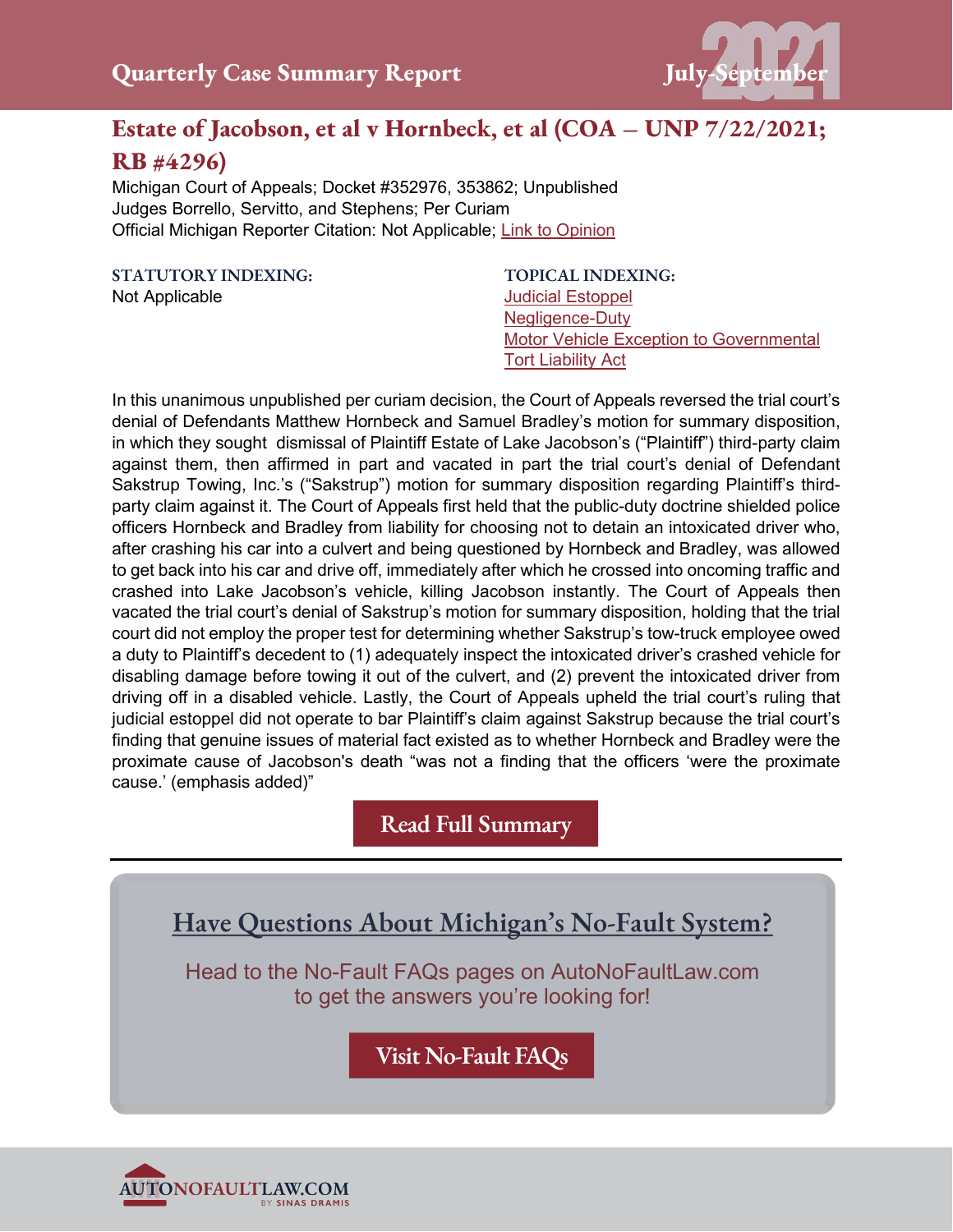## Estate of Jacobson, et al v Hornbeck, et al (COA – UNP 7/22/2021; RB #4296)

Michigan Court of Appeals; Docket #352976, 353862; Unpublished
Judges Borrello, Servitto, and Stephens; Per Curiam
Official Michigan Reporter Citation: Not Applicable; Link to Opinion

**STATUTORY INDEXING:**
Not Applicable

**TOPICAL INDEXING:**
Judicial Estoppel
Negligence-Duty
Motor Vehicle Exception to Governmental Tort Liability Act

In this unanimous unpublished per curiam decision, the Court of Appeals reversed the trial court's denial of Defendants Matthew Hornbeck and Samuel Bradley's motion for summary disposition, in which they sought dismissal of Plaintiff Estate of Lake Jacobson's ("Plaintiff") third-party claim against them, then affirmed in part and vacated in part the trial court's denial of Defendant Sakstrup Towing, Inc.'s ("Sakstrup") motion for summary disposition regarding Plaintiff's third-party claim against it. The Court of Appeals first held that the public-duty doctrine shielded police officers Hornbeck and Bradley from liability for choosing not to detain an intoxicated driver who, after crashing his car into a culvert and being questioned by Hornbeck and Bradley, was allowed to get back into his car and drive off, immediately after which he crossed into oncoming traffic and crashed into Lake Jacobson's vehicle, killing Jacobson instantly. The Court of Appeals then vacated the trial court's denial of Sakstrup's motion for summary disposition, holding that the trial court did not employ the proper test for determining whether Sakstrup's tow-truck employee owed a duty to Plaintiff's decedent to (1) adequately inspect the intoxicated driver's crashed vehicle for disabling damage before towing it out of the culvert, and (2) prevent the intoxicated driver from driving off in a disabled vehicle. Lastly, the Court of Appeals upheld the trial court's ruling that judicial estoppel did not operate to bar Plaintiff's claim against Sakstrup because the trial court's finding that genuine issues of material fact existed as to whether Hornbeck and Bradley were the proximate cause of Jacobson's death "was not a finding that the officers 'were the proximate cause.' (emphasis added)"

Read Full Summary

---

## Have Questions About Michigan's No-Fault System?

Head to the No-Fault FAQs pages on AutoNoFaultLaw.com to get the answers you're looking for!

Visit No-Fault FAQs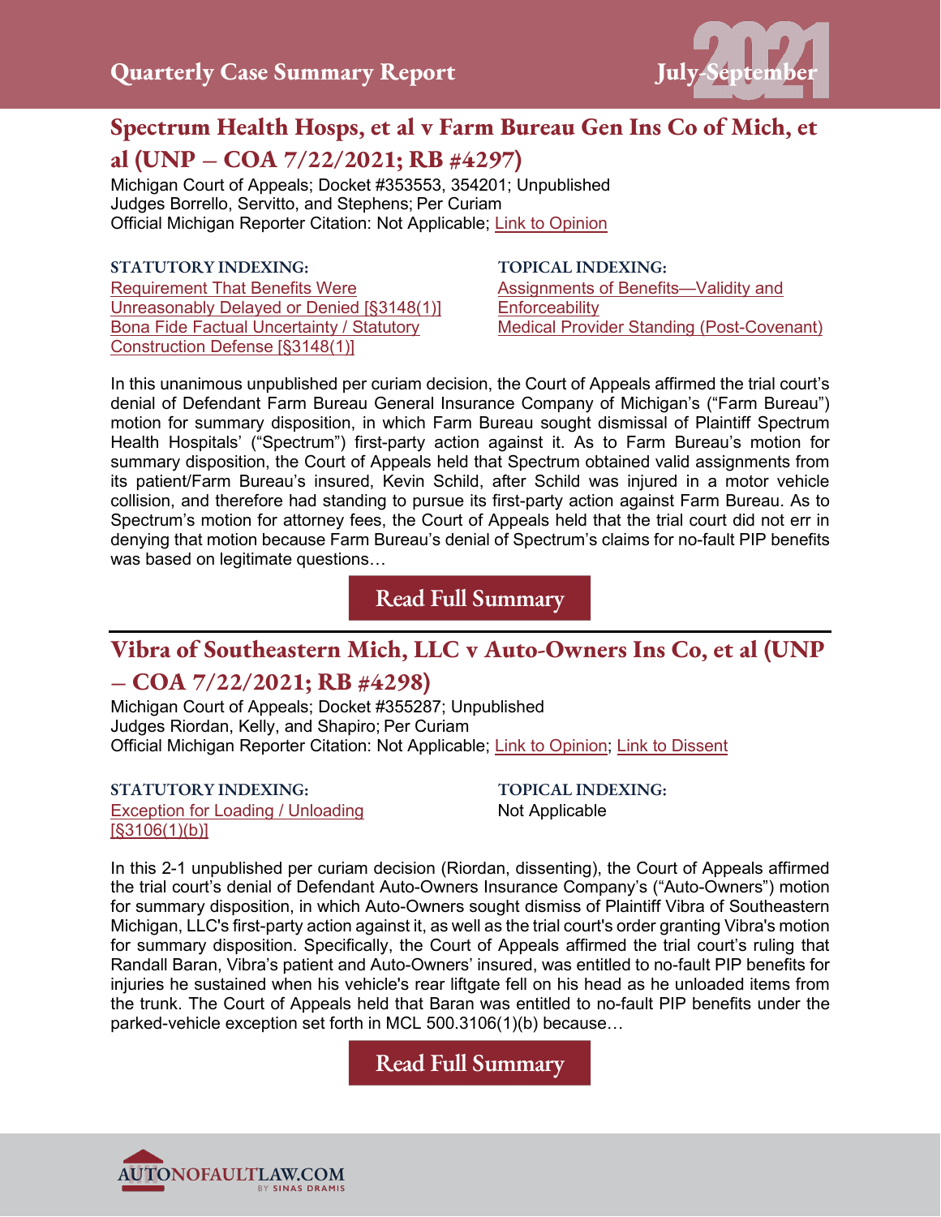## Spectrum Health Hosps, et al v Farm Bureau Gen Ins Co of Mich, et al (UNP – COA 7/22/2021; RB #4297)

Michigan Court of Appeals; Docket #353553, 354201; Unpublished
Judges Borrello, Servitto, and Stephens; Per Curiam
Official Michigan Reporter Citation: Not Applicable; Link to Opinion

**STATUTORY INDEXING:**
Requirement That Benefits Were Unreasonably Delayed or Denied [§3148(1)]
Bona Fide Factual Uncertainty / Statutory Construction Defense [§3148(1)]

**TOPICAL INDEXING:**
Assignments of Benefits—Validity and Enforceability
Medical Provider Standing (Post-Covenant)

In this unanimous unpublished per curiam decision, the Court of Appeals affirmed the trial court's denial of Defendant Farm Bureau General Insurance Company of Michigan's ("Farm Bureau") motion for summary disposition, in which Farm Bureau sought dismissal of Plaintiff Spectrum Health Hospitals' ("Spectrum") first-party action against it. As to Farm Bureau's motion for summary disposition, the Court of Appeals held that Spectrum obtained valid assignments from its patient/Farm Bureau's insured, Kevin Schild, after Schild was injured in a motor vehicle collision, and therefore had standing to pursue its first-party action against Farm Bureau. As to Spectrum's motion for attorney fees, the Court of Appeals held that the trial court did not err in denying that motion because Farm Bureau's denial of Spectrum's claims for no-fault PIP benefits was based on legitimate questions…

Read Full Summary

---

## Vibra of Southeastern Mich, LLC v Auto-Owners Ins Co, et al (UNP – COA 7/22/2021; RB #4298)

Michigan Court of Appeals; Docket #355287; Unpublished
Judges Riordan, Kelly, and Shapiro; Per Curiam
Official Michigan Reporter Citation: Not Applicable; Link to Opinion; Link to Dissent

**STATUTORY INDEXING:**
Exception for Loading / Unloading [§3106(1)(b)]

**TOPICAL INDEXING:**
Not Applicable

In this 2-1 unpublished per curiam decision (Riordan, dissenting), the Court of Appeals affirmed the trial court's denial of Defendant Auto-Owners Insurance Company's ("Auto-Owners") motion for summary disposition, in which Auto-Owners sought dismiss of Plaintiff Vibra of Southeastern Michigan, LLC's first-party action against it, as well as the trial court's order granting Vibra's motion for summary disposition. Specifically, the Court of Appeals affirmed the trial court's ruling that Randall Baran, Vibra's patient and Auto-Owners' insured, was entitled to no-fault PIP benefits for injuries he sustained when his vehicle's rear liftgate fell on his head as he unloaded items from the trunk. The Court of Appeals held that Baran was entitled to no-fault PIP benefits under the parked-vehicle exception set forth in MCL 500.3106(1)(b) because…

Read Full Summary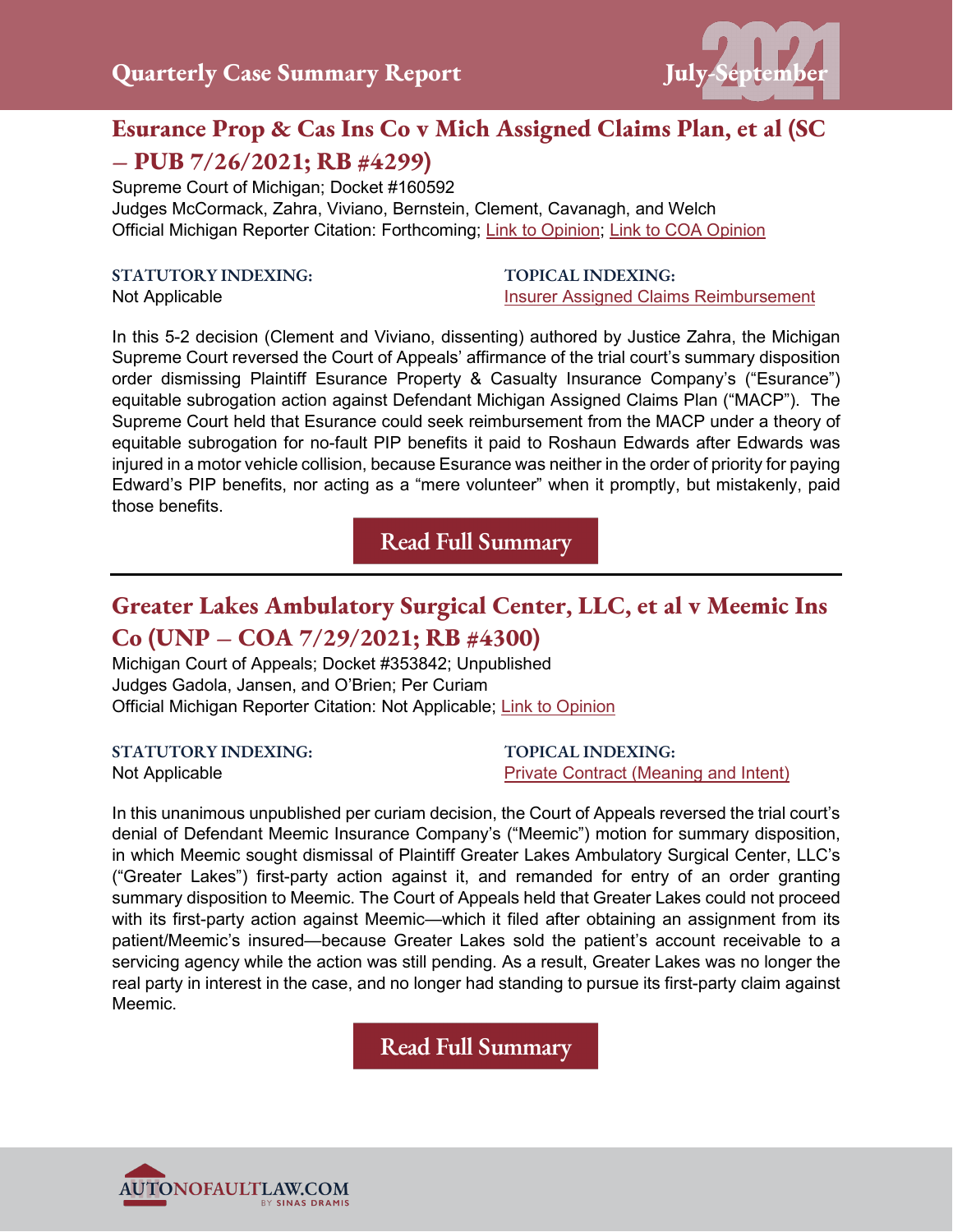## Esurance Prop & Cas Ins Co v Mich Assigned Claims Plan, et al (SC – PUB 7/26/2021; RB #4299)

Supreme Court of Michigan; Docket #160592
Judges McCormack, Zahra, Viviano, Bernstein, Clement, Cavanagh, and Welch
Official Michigan Reporter Citation: Forthcoming; Link to Opinion; Link to COA Opinion

**STATUTORY INDEXING:**
Not Applicable

**TOPICAL INDEXING:**
Insurer Assigned Claims Reimbursement

In this 5-2 decision (Clement and Viviano, dissenting) authored by Justice Zahra, the Michigan Supreme Court reversed the Court of Appeals' affirmance of the trial court's summary disposition order dismissing Plaintiff Esurance Property & Casualty Insurance Company's ("Esurance") equitable subrogation action against Defendant Michigan Assigned Claims Plan ("MACP"). The Supreme Court held that Esurance could seek reimbursement from the MACP under a theory of equitable subrogation for no-fault PIP benefits it paid to Roshaun Edwards after Edwards was injured in a motor vehicle collision, because Esurance was neither in the order of priority for paying Edward's PIP benefits, nor acting as a "mere volunteer" when it promptly, but mistakenly, paid those benefits.

Read Full Summary

---

## Greater Lakes Ambulatory Surgical Center, LLC, et al v Meemic Ins Co (UNP – COA 7/29/2021; RB #4300)

Michigan Court of Appeals; Docket #353842; Unpublished
Judges Gadola, Jansen, and O'Brien; Per Curiam
Official Michigan Reporter Citation: Not Applicable; Link to Opinion

**STATUTORY INDEXING:**
Not Applicable

**TOPICAL INDEXING:**
Private Contract (Meaning and Intent)

In this unanimous unpublished per curiam decision, the Court of Appeals reversed the trial court's denial of Defendant Meemic Insurance Company's ("Meemic") motion for summary disposition, in which Meemic sought dismissal of Plaintiff Greater Lakes Ambulatory Surgical Center, LLC's ("Greater Lakes") first-party action against it, and remanded for entry of an order granting summary disposition to Meemic. The Court of Appeals held that Greater Lakes could not proceed with its first-party action against Meemic—which it filed after obtaining an assignment from its patient/Meemic's insured—because Greater Lakes sold the patient's account receivable to a servicing agency while the action was still pending. As a result, Greater Lakes was no longer the real party in interest in the case, and no longer had standing to pursue its first-party claim against Meemic.

Read Full Summary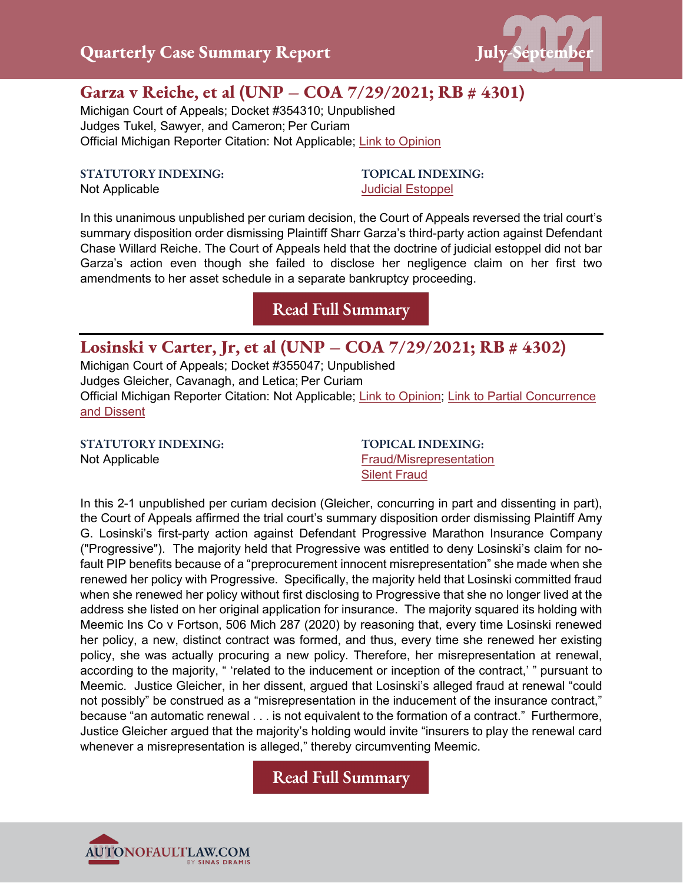## Garza v Reiche, et al (UNP – COA 7/29/2021; RB # 4301)

Michigan Court of Appeals; Docket #354310; Unpublished
Judges Tukel, Sawyer, and Cameron; Per Curiam
Official Michigan Reporter Citation: Not Applicable; Link to Opinion

**STATUTORY INDEXING:**
Not Applicable

**TOPICAL INDEXING:**
Judicial Estoppel

In this unanimous unpublished per curiam decision, the Court of Appeals reversed the trial court's summary disposition order dismissing Plaintiff Sharr Garza's third-party action against Defendant Chase Willard Reiche. The Court of Appeals held that the doctrine of judicial estoppel did not bar Garza's action even though she failed to disclose her negligence claim on her first two amendments to her asset schedule in a separate bankruptcy proceeding.

Read Full Summary

---

## Losinski v Carter, Jr, et al (UNP – COA 7/29/2021; RB # 4302)

Michigan Court of Appeals; Docket #355047; Unpublished
Judges Gleicher, Cavanagh, and Letica; Per Curiam
Official Michigan Reporter Citation: Not Applicable; Link to Opinion; Link to Partial Concurrence and Dissent

**STATUTORY INDEXING:**
Not Applicable

**TOPICAL INDEXING:**
Fraud/Misrepresentation
Silent Fraud

In this 2-1 unpublished per curiam decision (Gleicher, concurring in part and dissenting in part), the Court of Appeals affirmed the trial court's summary disposition order dismissing Plaintiff Amy G. Losinski's first-party action against Defendant Progressive Marathon Insurance Company ("Progressive"). The majority held that Progressive was entitled to deny Losinski's claim for no-fault PIP benefits because of a "preprocurement innocent misrepresentation" she made when she renewed her policy with Progressive. Specifically, the majority held that Losinski committed fraud when she renewed her policy without first disclosing to Progressive that she no longer lived at the address she listed on her original application for insurance. The majority squared its holding with Meemic Ins Co v Fortson, 506 Mich 287 (2020) by reasoning that, every time Losinski renewed her policy, a new, distinct contract was formed, and thus, every time she renewed her existing policy, she was actually procuring a new policy. Therefore, her misrepresentation at renewal, according to the majority, " 'related to the inducement or inception of the contract,' " pursuant to Meemic. Justice Gleicher, in her dissent, argued that Losinski's alleged fraud at renewal "could not possibly" be construed as a "misrepresentation in the inducement of the insurance contract," because "an automatic renewal . . . is not equivalent to the formation of a contract." Furthermore, Justice Gleicher argued that the majority's holding would invite "insurers to play the renewal card whenever a misrepresentation is alleged," thereby circumventing Meemic.

Read Full Summary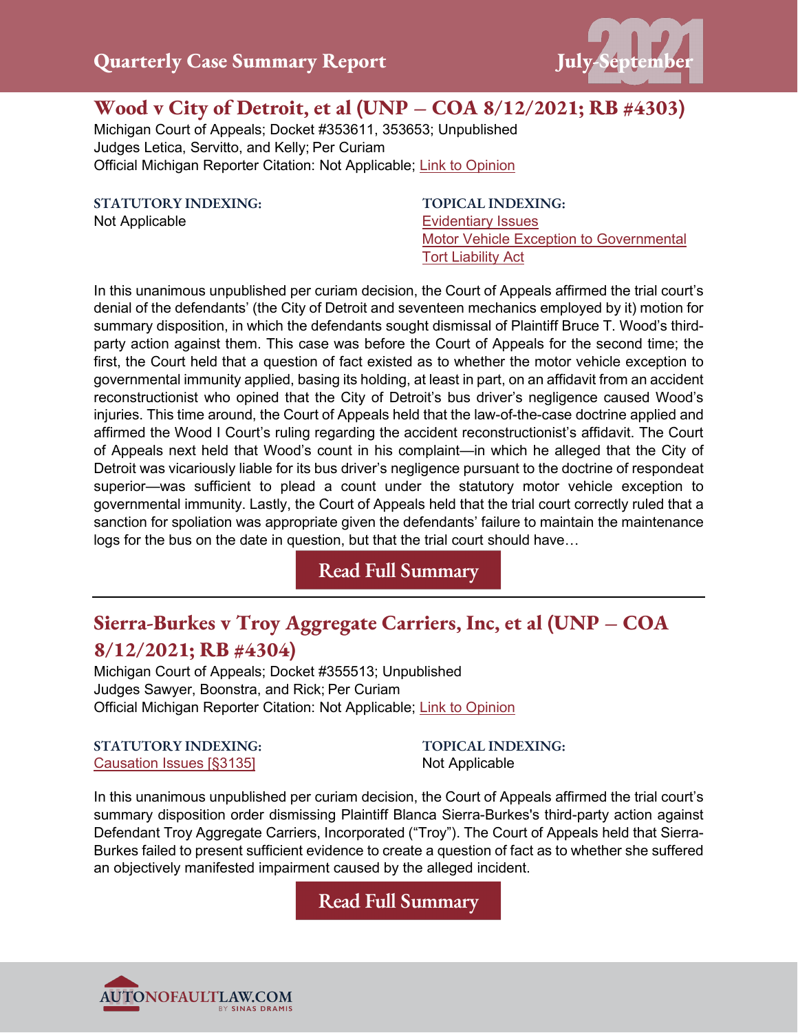## Wood v City of Detroit, et al (UNP – COA 8/12/2021; RB #4303)

Michigan Court of Appeals; Docket #353611, 353653; Unpublished
Judges Letica, Servitto, and Kelly; Per Curiam
Official Michigan Reporter Citation: Not Applicable; Link to Opinion

**STATUTORY INDEXING:**
Not Applicable

**TOPICAL INDEXING:**
Evidentiary Issues
Motor Vehicle Exception to Governmental Tort Liability Act

In this unanimous unpublished per curiam decision, the Court of Appeals affirmed the trial court's denial of the defendants' (the City of Detroit and seventeen mechanics employed by it) motion for summary disposition, in which the defendants sought dismissal of Plaintiff Bruce T. Wood's third-party action against them. This case was before the Court of Appeals for the second time; the first, the Court held that a question of fact existed as to whether the motor vehicle exception to governmental immunity applied, basing its holding, at least in part, on an affidavit from an accident reconstructionist who opined that the City of Detroit's bus driver's negligence caused Wood's injuries. This time around, the Court of Appeals held that the law-of-the-case doctrine applied and affirmed the Wood I Court's ruling regarding the accident reconstructionist's affidavit. The Court of Appeals next held that Wood's count in his complaint—in which he alleged that the City of Detroit was vicariously liable for its bus driver's negligence pursuant to the doctrine of respondeat superior—was sufficient to plead a count under the statutory motor vehicle exception to governmental immunity. Lastly, the Court of Appeals held that the trial court correctly ruled that a sanction for spoliation was appropriate given the defendants' failure to maintain the maintenance logs for the bus on the date in question, but that the trial court should have…

Read Full Summary

---

## Sierra-Burkes v Troy Aggregate Carriers, Inc, et al (UNP – COA 8/12/2021; RB #4304)

Michigan Court of Appeals; Docket #355513; Unpublished
Judges Sawyer, Boonstra, and Rick; Per Curiam
Official Michigan Reporter Citation: Not Applicable; Link to Opinion

**STATUTORY INDEXING:**
Causation Issues [§3135]

**TOPICAL INDEXING:**
Not Applicable

In this unanimous unpublished per curiam decision, the Court of Appeals affirmed the trial court's summary disposition order dismissing Plaintiff Blanca Sierra-Burkes's third-party action against Defendant Troy Aggregate Carriers, Incorporated ("Troy"). The Court of Appeals held that Sierra-Burkes failed to present sufficient evidence to create a question of fact as to whether she suffered an objectively manifested impairment caused by the alleged incident.

Read Full Summary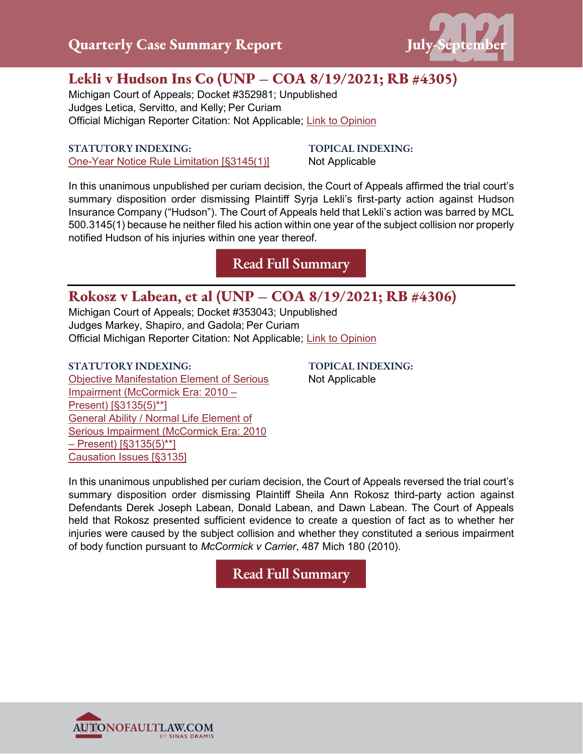## Lekli v Hudson Ins Co (UNP – COA 8/19/2021; RB #4305)

Michigan Court of Appeals; Docket #352981; Unpublished
Judges Letica, Servitto, and Kelly; Per Curiam
Official Michigan Reporter Citation: Not Applicable; Link to Opinion

**STATUTORY INDEXING:**
One-Year Notice Rule Limitation [§3145(1)]

**TOPICAL INDEXING:**
Not Applicable

In this unanimous unpublished per curiam decision, the Court of Appeals affirmed the trial court's summary disposition order dismissing Plaintiff Syrja Lekli's first-party action against Hudson Insurance Company ("Hudson"). The Court of Appeals held that Lekli's action was barred by MCL 500.3145(1) because he neither filed his action within one year of the subject collision nor properly notified Hudson of his injuries within one year thereof.

Read Full Summary

---

## Rokosz v Labean, et al (UNP – COA 8/19/2021; RB #4306)

Michigan Court of Appeals; Docket #353043; Unpublished
Judges Markey, Shapiro, and Gadola; Per Curiam
Official Michigan Reporter Citation: Not Applicable; Link to Opinion

**STATUTORY INDEXING:**
Objective Manifestation Element of Serious Impairment (McCormick Era: 2010 – Present) [§3135(5)**]
General Ability / Normal Life Element of Serious Impairment (McCormick Era: 2010 – Present) [§3135(5)**]
Causation Issues [§3135]

**TOPICAL INDEXING:**
Not Applicable

In this unanimous unpublished per curiam decision, the Court of Appeals reversed the trial court's summary disposition order dismissing Plaintiff Sheila Ann Rokosz third-party action against Defendants Derek Joseph Labean, Donald Labean, and Dawn Labean. The Court of Appeals held that Rokosz presented sufficient evidence to create a question of fact as to whether her injuries were caused by the subject collision and whether they constituted a serious impairment of body function pursuant to *McCormick v Carrier*, 487 Mich 180 (2010).

Read Full Summary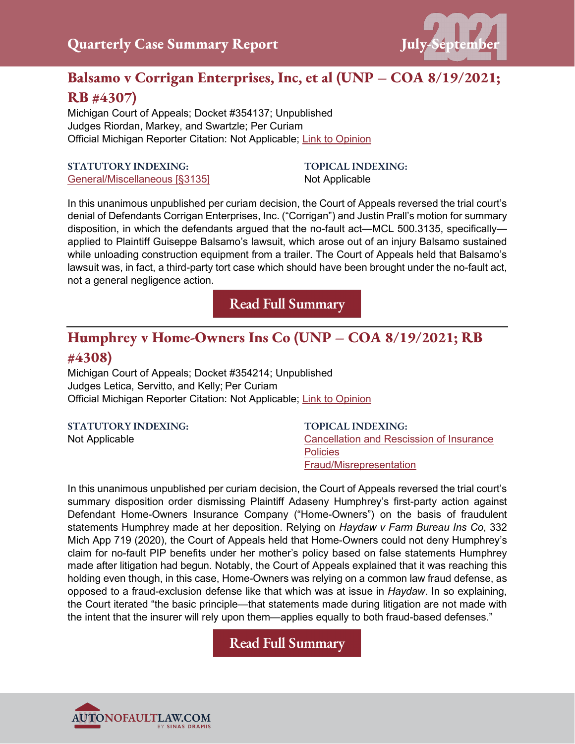## Balsamo v Corrigan Enterprises, Inc, et al (UNP – COA 8/19/2021; RB #4307)

Michigan Court of Appeals; Docket #354137; Unpublished
Judges Riordan, Markey, and Swartzle; Per Curiam
Official Michigan Reporter Citation: Not Applicable; Link to Opinion

**STATUTORY INDEXING:**
General/Miscellaneous [§3135]

**TOPICAL INDEXING:**
Not Applicable

In this unanimous unpublished per curiam decision, the Court of Appeals reversed the trial court's denial of Defendants Corrigan Enterprises, Inc. ("Corrigan") and Justin Prall's motion for summary disposition, in which the defendants argued that the no-fault act—MCL 500.3135, specifically—applied to Plaintiff Guiseppe Balsamo's lawsuit, which arose out of an injury Balsamo sustained while unloading construction equipment from a trailer. The Court of Appeals held that Balsamo's lawsuit was, in fact, a third-party tort case which should have been brought under the no-fault act, not a general negligence action.

Read Full Summary

---

## Humphrey v Home-Owners Ins Co (UNP – COA 8/19/2021; RB #4308)

Michigan Court of Appeals; Docket #354214; Unpublished
Judges Letica, Servitto, and Kelly; Per Curiam
Official Michigan Reporter Citation: Not Applicable; Link to Opinion

**STATUTORY INDEXING:**
Not Applicable

**TOPICAL INDEXING:**
Cancellation and Rescission of Insurance Policies
Fraud/Misrepresentation

In this unanimous unpublished per curiam decision, the Court of Appeals reversed the trial court's summary disposition order dismissing Plaintiff Adaseny Humphrey's first-party action against Defendant Home-Owners Insurance Company ("Home-Owners") on the basis of fraudulent statements Humphrey made at her deposition. Relying on *Haydaw v Farm Bureau Ins Co*, 332 Mich App 719 (2020), the Court of Appeals held that Home-Owners could not deny Humphrey's claim for no-fault PIP benefits under her mother's policy based on false statements Humphrey made after litigation had begun. Notably, the Court of Appeals explained that it was reaching this holding even though, in this case, Home-Owners was relying on a common law fraud defense, as opposed to a fraud-exclusion defense like that which was at issue in *Haydaw*. In so explaining, the Court iterated "the basic principle—that statements made during litigation are not made with the intent that the insurer will rely upon them—applies equally to both fraud-based defenses."

Read Full Summary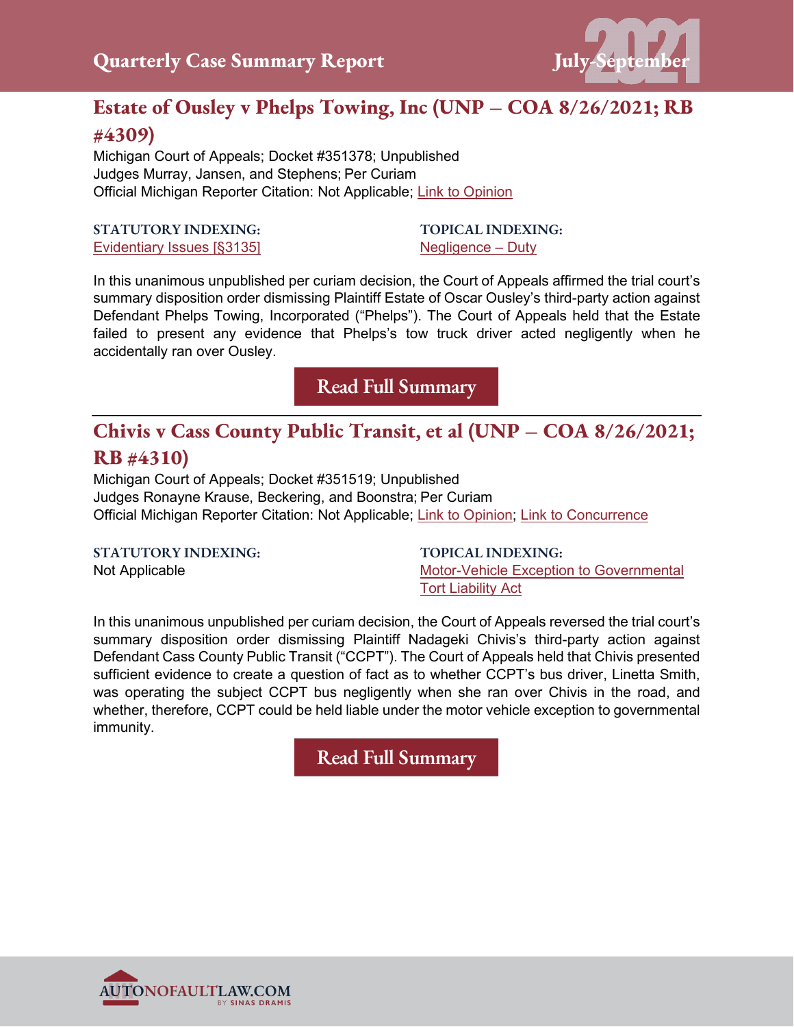## Estate of Ousley v Phelps Towing, Inc (UNP – COA 8/26/2021; RB #4309)

Michigan Court of Appeals; Docket #351378; Unpublished
Judges Murray, Jansen, and Stephens; Per Curiam
Official Michigan Reporter Citation: Not Applicable; Link to Opinion

**STATUTORY INDEXING:**
Evidentiary Issues [§3135]

**TOPICAL INDEXING:**
Negligence – Duty

In this unanimous unpublished per curiam decision, the Court of Appeals affirmed the trial court's summary disposition order dismissing Plaintiff Estate of Oscar Ousley's third-party action against Defendant Phelps Towing, Incorporated ("Phelps"). The Court of Appeals held that the Estate failed to present any evidence that Phelps's tow truck driver acted negligently when he accidentally ran over Ousley.

Read Full Summary

---

## Chivis v Cass County Public Transit, et al (UNP – COA 8/26/2021; RB #4310)

Michigan Court of Appeals; Docket #351519; Unpublished
Judges Ronayne Krause, Beckering, and Boonstra; Per Curiam
Official Michigan Reporter Citation: Not Applicable; Link to Opinion; Link to Concurrence

**STATUTORY INDEXING:**
Not Applicable

**TOPICAL INDEXING:**
Motor-Vehicle Exception to Governmental Tort Liability Act

In this unanimous unpublished per curiam decision, the Court of Appeals reversed the trial court's summary disposition order dismissing Plaintiff Nadageki Chivis's third-party action against Defendant Cass County Public Transit ("CCPT"). The Court of Appeals held that Chivis presented sufficient evidence to create a question of fact as to whether CCPT's bus driver, Linetta Smith, was operating the subject CCPT bus negligently when she ran over Chivis in the road, and whether, therefore, CCPT could be held liable under the motor vehicle exception to governmental immunity.

Read Full Summary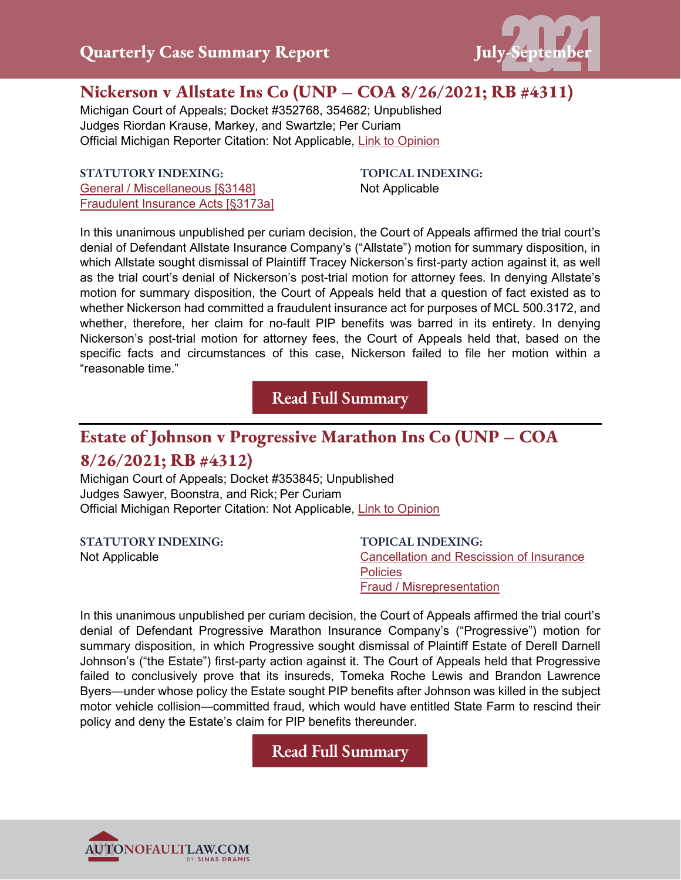## Nickerson v Allstate Ins Co (UNP – COA 8/26/2021; RB #4311)

Michigan Court of Appeals; Docket #352768, 354682; Unpublished
Judges Riordan Krause, Markey, and Swartzle; Per Curiam
Official Michigan Reporter Citation: Not Applicable, Link to Opinion

**STATUTORY INDEXING:**
General / Miscellaneous [§3148]
Fraudulent Insurance Acts [§3173a]

**TOPICAL INDEXING:**
Not Applicable

In this unanimous unpublished per curiam decision, the Court of Appeals affirmed the trial court's denial of Defendant Allstate Insurance Company's ("Allstate") motion for summary disposition, in which Allstate sought dismissal of Plaintiff Tracey Nickerson's first-party action against it, as well as the trial court's denial of Nickerson's post-trial motion for attorney fees. In denying Allstate's motion for summary disposition, the Court of Appeals held that a question of fact existed as to whether Nickerson had committed a fraudulent insurance act for purposes of MCL 500.3172, and whether, therefore, her claim for no-fault PIP benefits was barred in its entirety. In denying Nickerson's post-trial motion for attorney fees, the Court of Appeals held that, based on the specific facts and circumstances of this case, Nickerson failed to file her motion within a "reasonable time."

Read Full Summary

---

## Estate of Johnson v Progressive Marathon Ins Co (UNP – COA 8/26/2021; RB #4312)

Michigan Court of Appeals; Docket #353845; Unpublished
Judges Sawyer, Boonstra, and Rick; Per Curiam
Official Michigan Reporter Citation: Not Applicable, Link to Opinion

**STATUTORY INDEXING:**
Not Applicable

**TOPICAL INDEXING:**
Cancellation and Rescission of Insurance Policies
Fraud / Misrepresentation

In this unanimous unpublished per curiam decision, the Court of Appeals affirmed the trial court's denial of Defendant Progressive Marathon Insurance Company's ("Progressive") motion for summary disposition, in which Progressive sought dismissal of Plaintiff Estate of Derell Darnell Johnson's ("the Estate") first-party action against it. The Court of Appeals held that Progressive failed to conclusively prove that its insureds, Tomeka Roche Lewis and Brandon Lawrence Byers—under whose policy the Estate sought PIP benefits after Johnson was killed in the subject motor vehicle collision—committed fraud, which would have entitled State Farm to rescind their policy and deny the Estate's claim for PIP benefits thereunder.

Read Full Summary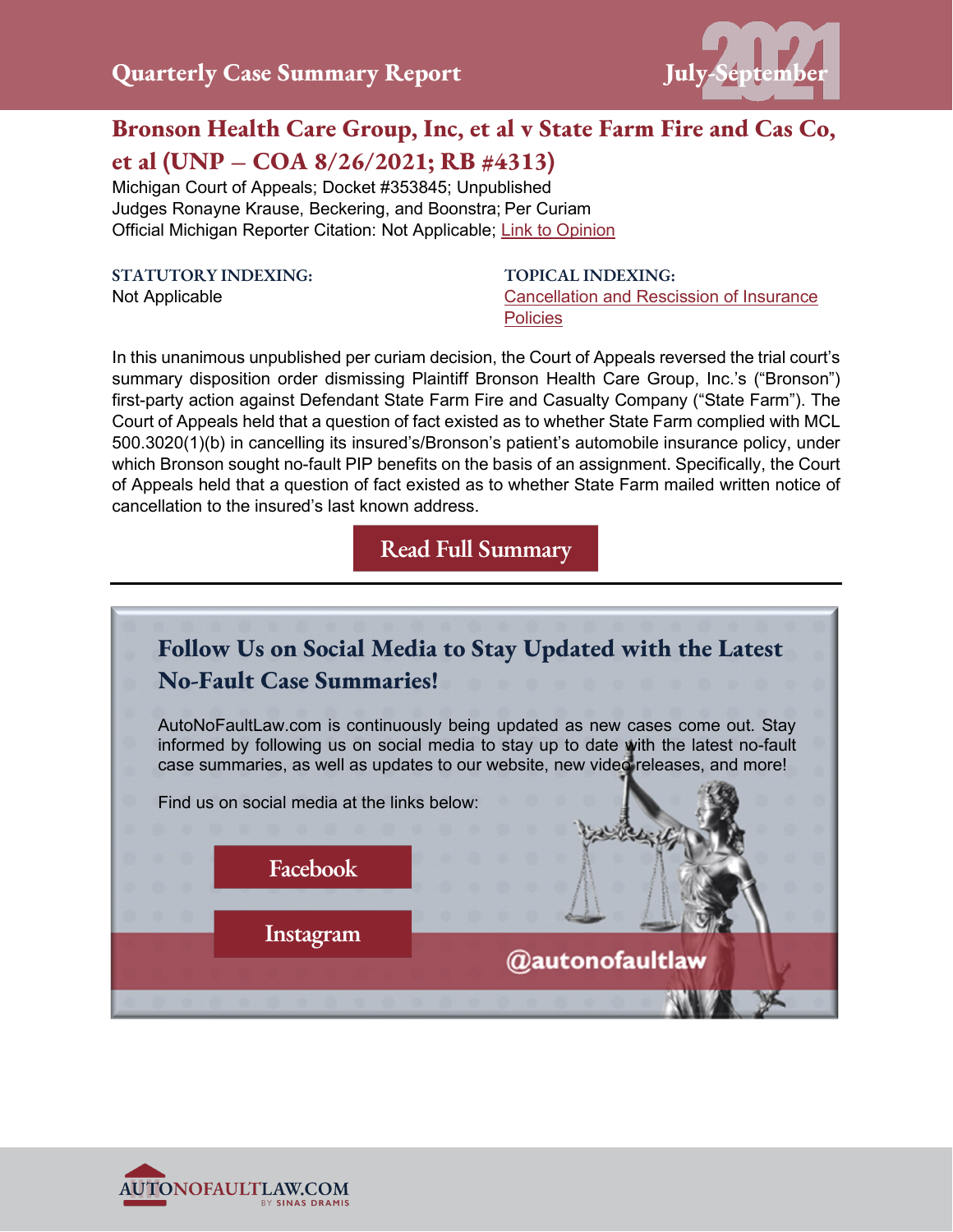## Bronson Health Care Group, Inc, et al v State Farm Fire and Cas Co, et al (UNP – COA 8/26/2021; RB #4313)

Michigan Court of Appeals; Docket #353845; Unpublished
Judges Ronayne Krause, Beckering, and Boonstra; Per Curiam
Official Michigan Reporter Citation: Not Applicable; [Link to Opinion]

**STATUTORY INDEXING:**
Not Applicable

**TOPICAL INDEXING:**
[Cancellation and Rescission of Insurance Policies]

In this unanimous unpublished per curiam decision, the Court of Appeals reversed the trial court's summary disposition order dismissing Plaintiff Bronson Health Care Group, Inc.'s ("Bronson") first-party action against Defendant State Farm Fire and Casualty Company ("State Farm"). The Court of Appeals held that a question of fact existed as to whether State Farm complied with MCL 500.3020(1)(b) in cancelling its insured's/Bronson's patient's automobile insurance policy, under which Bronson sought no-fault PIP benefits on the basis of an assignment. Specifically, the Court of Appeals held that a question of fact existed as to whether State Farm mailed written notice of cancellation to the insured's last known address.

Read Full Summary

---

### Follow Us on Social Media to Stay Updated with the Latest No-Fault Case Summaries!

AutoNoFaultLaw.com is continuously being updated as new cases come out. Stay informed by following us on social media to stay up to date with the latest no-fault case summaries, as well as updates to our website, new video releases, and more!

Find us on social media at the links below:

Facebook

Instagram

@autonofaultlaw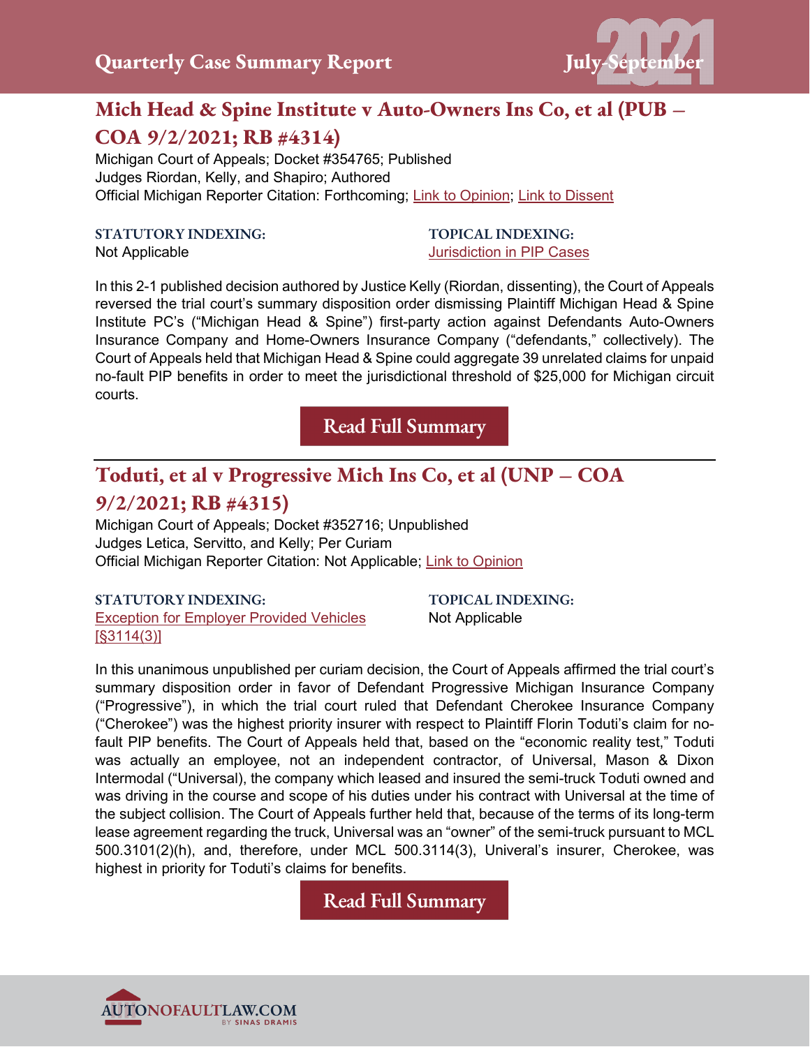## Mich Head & Spine Institute v Auto-Owners Ins Co, et al (PUB – COA 9/2/2021; RB #4314)

Michigan Court of Appeals; Docket #354765; Published
Judges Riordan, Kelly, and Shapiro; Authored
Official Michigan Reporter Citation: Forthcoming; Link to Opinion; Link to Dissent

**STATUTORY INDEXING:**
Not Applicable

**TOPICAL INDEXING:**
Jurisdiction in PIP Cases

In this 2-1 published decision authored by Justice Kelly (Riordan, dissenting), the Court of Appeals reversed the trial court's summary disposition order dismissing Plaintiff Michigan Head & Spine Institute PC's ("Michigan Head & Spine") first-party action against Defendants Auto-Owners Insurance Company and Home-Owners Insurance Company ("defendants," collectively). The Court of Appeals held that Michigan Head & Spine could aggregate 39 unrelated claims for unpaid no-fault PIP benefits in order to meet the jurisdictional threshold of $25,000 for Michigan circuit courts.

Read Full Summary

---

## Toduti, et al v Progressive Mich Ins Co, et al (UNP – COA 9/2/2021; RB #4315)

Michigan Court of Appeals; Docket #352716; Unpublished
Judges Letica, Servitto, and Kelly; Per Curiam
Official Michigan Reporter Citation: Not Applicable; Link to Opinion

**STATUTORY INDEXING:**
Exception for Employer Provided Vehicles [§3114(3)]

**TOPICAL INDEXING:**
Not Applicable

In this unanimous unpublished per curiam decision, the Court of Appeals affirmed the trial court's summary disposition order in favor of Defendant Progressive Michigan Insurance Company ("Progressive"), in which the trial court ruled that Defendant Cherokee Insurance Company ("Cherokee") was the highest priority insurer with respect to Plaintiff Florin Toduti's claim for no-fault PIP benefits. The Court of Appeals held that, based on the "economic reality test," Toduti was actually an employee, not an independent contractor, of Universal, Mason & Dixon Intermodal ("Universal), the company which leased and insured the semi-truck Toduti owned and was driving in the course and scope of his duties under his contract with Universal at the time of the subject collision. The Court of Appeals further held that, because of the terms of its long-term lease agreement regarding the truck, Universal was an "owner" of the semi-truck pursuant to MCL 500.3101(2)(h), and, therefore, under MCL 500.3114(3), Univeral's insurer, Cherokee, was highest in priority for Toduti's claims for benefits.

Read Full Summary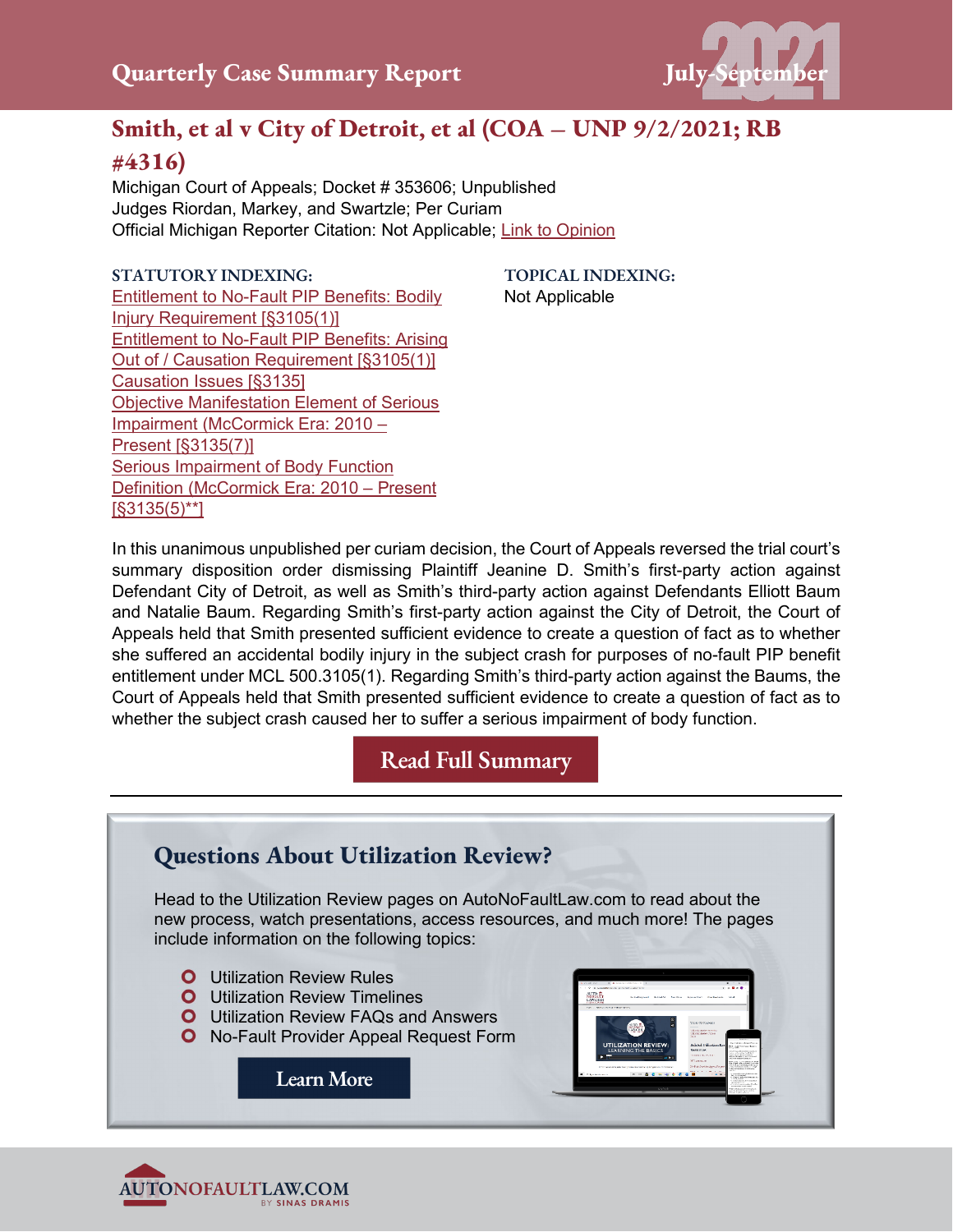## Smith, et al v City of Detroit, et al (COA – UNP 9/2/2021; RB #4316)

Michigan Court of Appeals; Docket # 353606; Unpublished
Judges Riordan, Markey, and Swartzle; Per Curiam
Official Michigan Reporter Citation: Not Applicable; Link to Opinion

**STATUTORY INDEXING:**

Entitlement to No-Fault PIP Benefits: Bodily Injury Requirement [§3105(1)]
Entitlement to No-Fault PIP Benefits: Arising Out of / Causation Requirement [§3105(1)]
Causation Issues [§3135]
Objective Manifestation Element of Serious Impairment (McCormick Era: 2010 – Present [§3135(7)]
Serious Impairment of Body Function Definition (McCormick Era: 2010 – Present [§3135(5)**]

**TOPICAL INDEXING:**

Not Applicable

In this unanimous unpublished per curiam decision, the Court of Appeals reversed the trial court's summary disposition order dismissing Plaintiff Jeanine D. Smith's first-party action against Defendant City of Detroit, as well as Smith's third-party action against Defendants Elliott Baum and Natalie Baum. Regarding Smith's first-party action against the City of Detroit, the Court of Appeals held that Smith presented sufficient evidence to create a question of fact as to whether she suffered an accidental bodily injury in the subject crash for purposes of no-fault PIP benefit entitlement under MCL 500.3105(1). Regarding Smith's third-party action against the Baums, the Court of Appeals held that Smith presented sufficient evidence to create a question of fact as to whether the subject crash caused her to suffer a serious impairment of body function.

Read Full Summary

---

### Questions About Utilization Review?

Head to the Utilization Review pages on AutoNoFaultLaw.com to read about the new process, watch presentations, access resources, and much more! The pages include information on the following topics:

- Utilization Review Rules
- Utilization Review Timelines
- Utilization Review FAQs and Answers
- No-Fault Provider Appeal Request Form

Learn More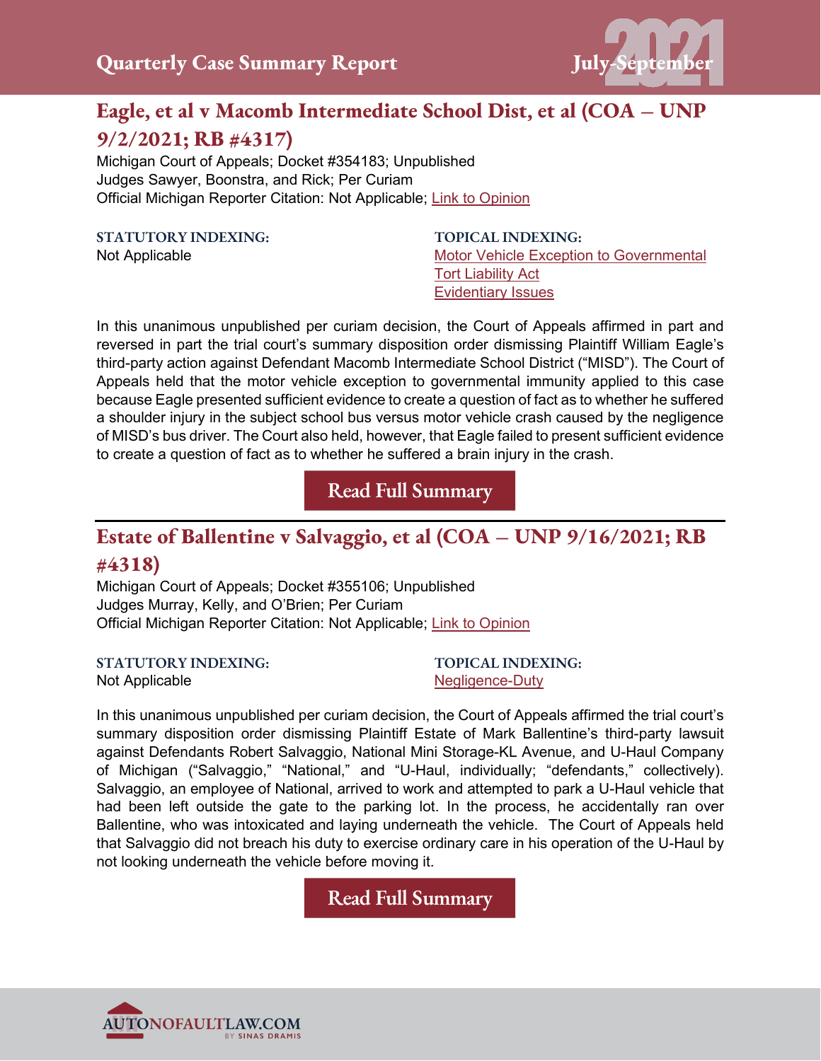## Eagle, et al v Macomb Intermediate School Dist, et al (COA – UNP 9/2/2021; RB #4317)

Michigan Court of Appeals; Docket #354183; Unpublished
Judges Sawyer, Boonstra, and Rick; Per Curiam
Official Michigan Reporter Citation: Not Applicable; Link to Opinion

**STATUTORY INDEXING:**
Not Applicable

**TOPICAL INDEXING:**
Motor Vehicle Exception to Governmental Tort Liability Act
Evidentiary Issues

In this unanimous unpublished per curiam decision, the Court of Appeals affirmed in part and reversed in part the trial court's summary disposition order dismissing Plaintiff William Eagle's third-party action against Defendant Macomb Intermediate School District ("MISD"). The Court of Appeals held that the motor vehicle exception to governmental immunity applied to this case because Eagle presented sufficient evidence to create a question of fact as to whether he suffered a shoulder injury in the subject school bus versus motor vehicle crash caused by the negligence of MISD's bus driver. The Court also held, however, that Eagle failed to present sufficient evidence to create a question of fact as to whether he suffered a brain injury in the crash.

Read Full Summary

## Estate of Ballentine v Salvaggio, et al (COA – UNP 9/16/2021; RB #4318)

Michigan Court of Appeals; Docket #355106; Unpublished
Judges Murray, Kelly, and O'Brien; Per Curiam
Official Michigan Reporter Citation: Not Applicable; Link to Opinion

**STATUTORY INDEXING:**
Not Applicable

**TOPICAL INDEXING:**
Negligence-Duty

In this unanimous unpublished per curiam decision, the Court of Appeals affirmed the trial court's summary disposition order dismissing Plaintiff Estate of Mark Ballentine's third-party lawsuit against Defendants Robert Salvaggio, National Mini Storage-KL Avenue, and U-Haul Company of Michigan ("Salvaggio," "National," and "U-Haul, individually; "defendants," collectively). Salvaggio, an employee of National, arrived to work and attempted to park a U-Haul vehicle that had been left outside the gate to the parking lot. In the process, he accidentally ran over Ballentine, who was intoxicated and laying underneath the vehicle. The Court of Appeals held that Salvaggio did not breach his duty to exercise ordinary care in his operation of the U-Haul by not looking underneath the vehicle before moving it.

Read Full Summary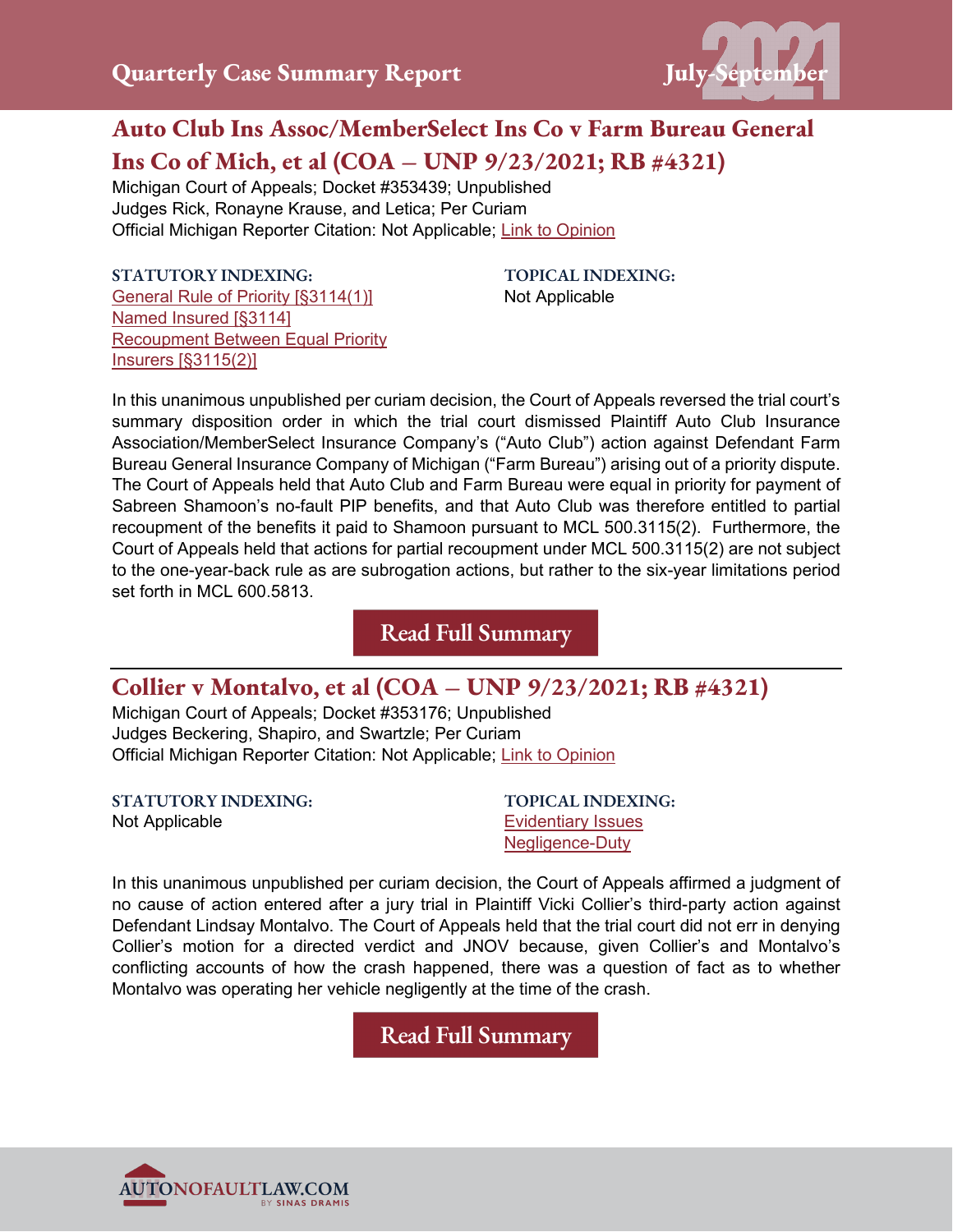## Auto Club Ins Assoc/MemberSelect Ins Co v Farm Bureau General Ins Co of Mich, et al (COA – UNP 9/23/2021; RB #4321)

Michigan Court of Appeals; Docket #353439; Unpublished
Judges Rick, Ronayne Krause, and Letica; Per Curiam
Official Michigan Reporter Citation: Not Applicable; Link to Opinion

**STATUTORY INDEXING:**
General Rule of Priority [§3114(1)]
Named Insured [§3114]
Recoupment Between Equal Priority Insurers [§3115(2)]

**TOPICAL INDEXING:**
Not Applicable

In this unanimous unpublished per curiam decision, the Court of Appeals reversed the trial court's summary disposition order in which the trial court dismissed Plaintiff Auto Club Insurance Association/MemberSelect Insurance Company's ("Auto Club") action against Defendant Farm Bureau General Insurance Company of Michigan ("Farm Bureau") arising out of a priority dispute. The Court of Appeals held that Auto Club and Farm Bureau were equal in priority for payment of Sabreen Shamoon's no-fault PIP benefits, and that Auto Club was therefore entitled to partial recoupment of the benefits it paid to Shamoon pursuant to MCL 500.3115(2). Furthermore, the Court of Appeals held that actions for partial recoupment under MCL 500.3115(2) are not subject to the one-year-back rule as are subrogation actions, but rather to the six-year limitations period set forth in MCL 600.5813.

Read Full Summary

---

## Collier v Montalvo, et al (COA – UNP 9/23/2021; RB #4321)

Michigan Court of Appeals; Docket #353176; Unpublished
Judges Beckering, Shapiro, and Swartzle; Per Curiam
Official Michigan Reporter Citation: Not Applicable; Link to Opinion

**STATUTORY INDEXING:**
Not Applicable

**TOPICAL INDEXING:**
Evidentiary Issues
Negligence-Duty

In this unanimous unpublished per curiam decision, the Court of Appeals affirmed a judgment of no cause of action entered after a jury trial in Plaintiff Vicki Collier's third-party action against Defendant Lindsay Montalvo. The Court of Appeals held that the trial court did not err in denying Collier's motion for a directed verdict and JNOV because, given Collier's and Montalvo's conflicting accounts of how the crash happened, there was a question of fact as to whether Montalvo was operating her vehicle negligently at the time of the crash.

Read Full Summary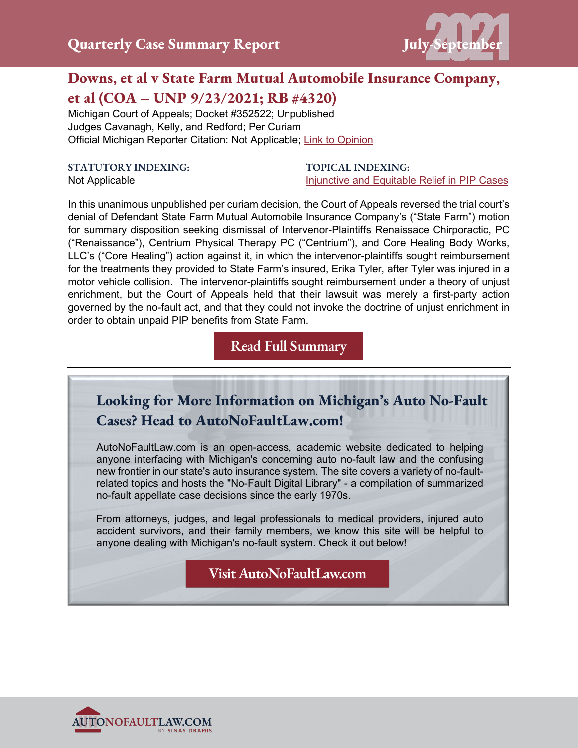## Downs, et al v State Farm Mutual Automobile Insurance Company, et al (COA – UNP 9/23/2021; RB #4320)

Michigan Court of Appeals; Docket #352522; Unpublished
Judges Cavanagh, Kelly, and Redford; Per Curiam
Official Michigan Reporter Citation: Not Applicable; Link to Opinion

**STATUTORY INDEXING:**
Not Applicable

**TOPICAL INDEXING:**
Injunctive and Equitable Relief in PIP Cases

In this unanimous unpublished per curiam decision, the Court of Appeals reversed the trial court's denial of Defendant State Farm Mutual Automobile Insurance Company's ("State Farm") motion for summary disposition seeking dismissal of Intervenor-Plaintiffs Renaissance Chirporactic, PC ("Renaissance"), Centrium Physical Therapy PC ("Centrium"), and Core Healing Body Works, LLC's ("Core Healing") action against it, in which the intervenor-plaintiffs sought reimbursement for the treatments they provided to State Farm's insured, Erika Tyler, after Tyler was injured in a motor vehicle collision. The intervenor-plaintiffs sought reimbursement under a theory of unjust enrichment, but the Court of Appeals held that their lawsuit was merely a first-party action governed by the no-fault act, and that they could not invoke the doctrine of unjust enrichment in order to obtain unpaid PIP benefits from State Farm.

Read Full Summary

---

### Looking for More Information on Michigan's Auto No-Fault Cases? Head to AutoNoFaultLaw.com!

AutoNoFaultLaw.com is an open-access, academic website dedicated to helping anyone interfacing with Michigan's concerning auto no-fault law and the confusing new frontier in our state's auto insurance system. The site covers a variety of no-fault-related topics and hosts the "No-Fault Digital Library" - a compilation of summarized no-fault appellate case decisions since the early 1970s.

From attorneys, judges, and legal professionals to medical providers, injured auto accident survivors, and their family members, we know this site will be helpful to anyone dealing with Michigan's no-fault system. Check it out below!

Visit AutoNoFaultLaw.com